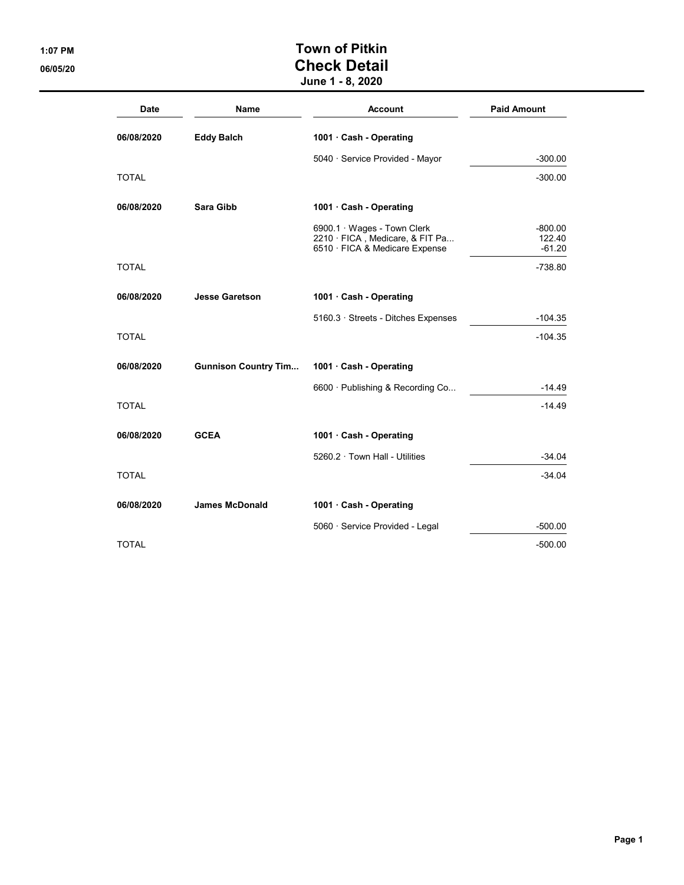# Town of Pitkin
## Check Detail
### June 1 - 8, 2020

1:07 PM
06/05/20

| Date | Name | Account | Paid Amount |
|---|---|---|---|
| **06/08/2020** | **Eddy Balch** | **1001 · Cash - Operating** | |
| | | 5040 · Service Provided - Mayor | -300.00 |
| TOTAL | | | -300.00 |
| **06/08/2020** | **Sara Gibb** | **1001 · Cash - Operating** | |
| | | 6900.1 · Wages - Town Clerk | -800.00 |
| | | 2210 · FICA , Medicare, & FIT Pa... | 122.40 |
| | | 6510 · FICA & Medicare Expense | -61.20 |
| TOTAL | | | -738.80 |
| **06/08/2020** | **Jesse Garetson** | **1001 · Cash - Operating** | |
| | | 5160.3 · Streets - Ditches Expenses | -104.35 |
| TOTAL | | | -104.35 |
| **06/08/2020** | **Gunnison Country Tim...** | **1001 · Cash - Operating** | |
| | | 6600 · Publishing & Recording Co... | -14.49 |
| TOTAL | | | -14.49 |
| **06/08/2020** | **GCEA** | **1001 · Cash - Operating** | |
| | | 5260.2 · Town Hall - Utilities | -34.04 |
| TOTAL | | | -34.04 |
| **06/08/2020** | **James McDonald** | **1001 · Cash - Operating** | |
| | | 5060 · Service Provided - Legal | -500.00 |
| TOTAL | | | -500.00 |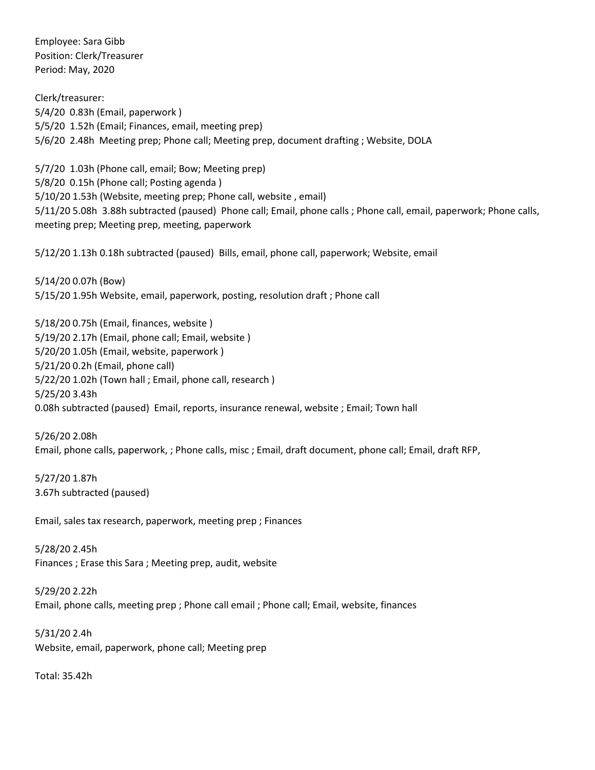Employee: Sara Gibb
Position: Clerk/Treasurer
Period: May, 2020

Clerk/treasurer:
5/4/20 0.83h (Email, paperwork )
5/5/20 1.52h (Email; Finances, email, meeting prep)
5/6/20 2.48h Meeting prep; Phone call; Meeting prep, document drafting ; Website, DOLA

5/7/20 1.03h (Phone call, email; Bow; Meeting prep)
5/8/20 0.15h (Phone call; Posting agenda )
5/10/20 1.53h (Website, meeting prep; Phone call, website , email)
5/11/20 5.08h 3.88h subtracted (paused) Phone call; Email, phone calls ; Phone call, email, paperwork; Phone calls, meeting prep; Meeting prep, meeting, paperwork

5/12/20 1.13h 0.18h subtracted (paused) Bills, email, phone call, paperwork; Website, email

5/14/20 0.07h (Bow)
5/15/20 1.95h Website, email, paperwork, posting, resolution draft ; Phone call

5/18/20 0.75h (Email, finances, website )
5/19/20 2.17h (Email, phone call; Email, website )
5/20/20 1.05h (Email, website, paperwork )
5/21/20 0.2h (Email, phone call)
5/22/20 1.02h (Town hall ; Email, phone call, research )
5/25/20 3.43h
0.08h subtracted (paused) Email, reports, insurance renewal, website ; Email; Town hall

5/26/20 2.08h
Email, phone calls, paperwork, ; Phone calls, misc ; Email, draft document, phone call; Email, draft RFP,

5/27/20 1.87h
3.67h subtracted (paused)

Email, sales tax research, paperwork, meeting prep ; Finances

5/28/20 2.45h
Finances ; Erase this Sara ; Meeting prep, audit, website

5/29/20 2.22h
Email, phone calls, meeting prep ; Phone call email ; Phone call; Email, website, finances

5/31/20 2.4h
Website, email, paperwork, phone call; Meeting prep

Total: 35.42h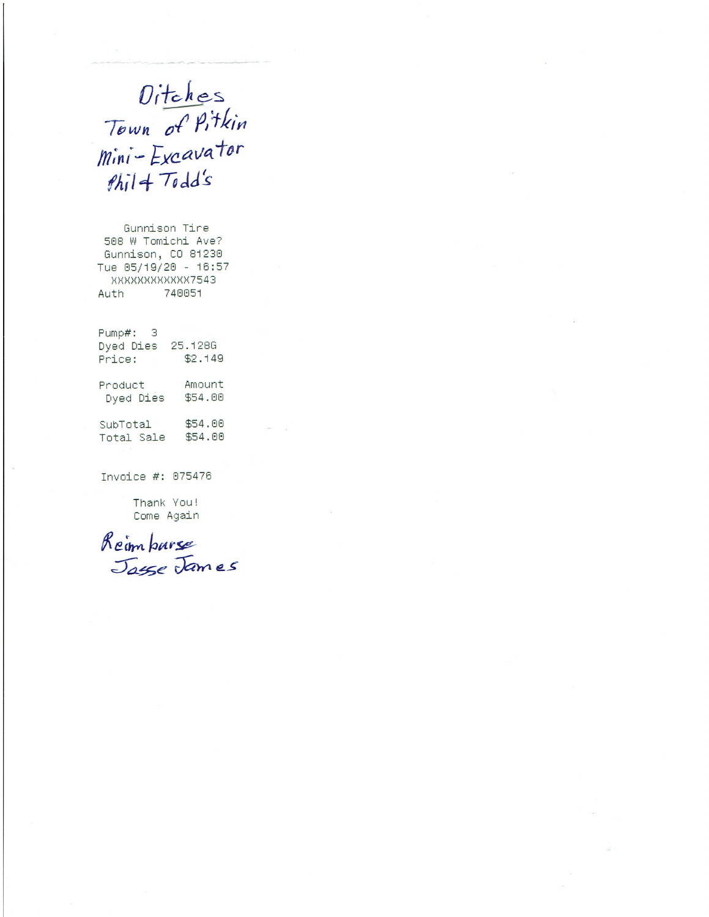Ditches
Town of Pitkin
Mini-Excavator
Phil + Todd's

Gunnison Tire
508 W Tomichi Ave?
Gunnison, CO 81230
Tue 05/19/20 - 16:57
XXXXXXXXXXXX7543
Auth 740051

Pump#: 3
Dyed Dies 25.128G
Price: $2.149

| Product | Amount |
| --- | --- |
| Dyed Dies | $54.00 |

| | |
| --- | --- |
| SubTotal | $54.00 |
| Total Sale | $54.00 |

Invoice #: 075476

Thank You!
Come Again

Reimburse
Jasse James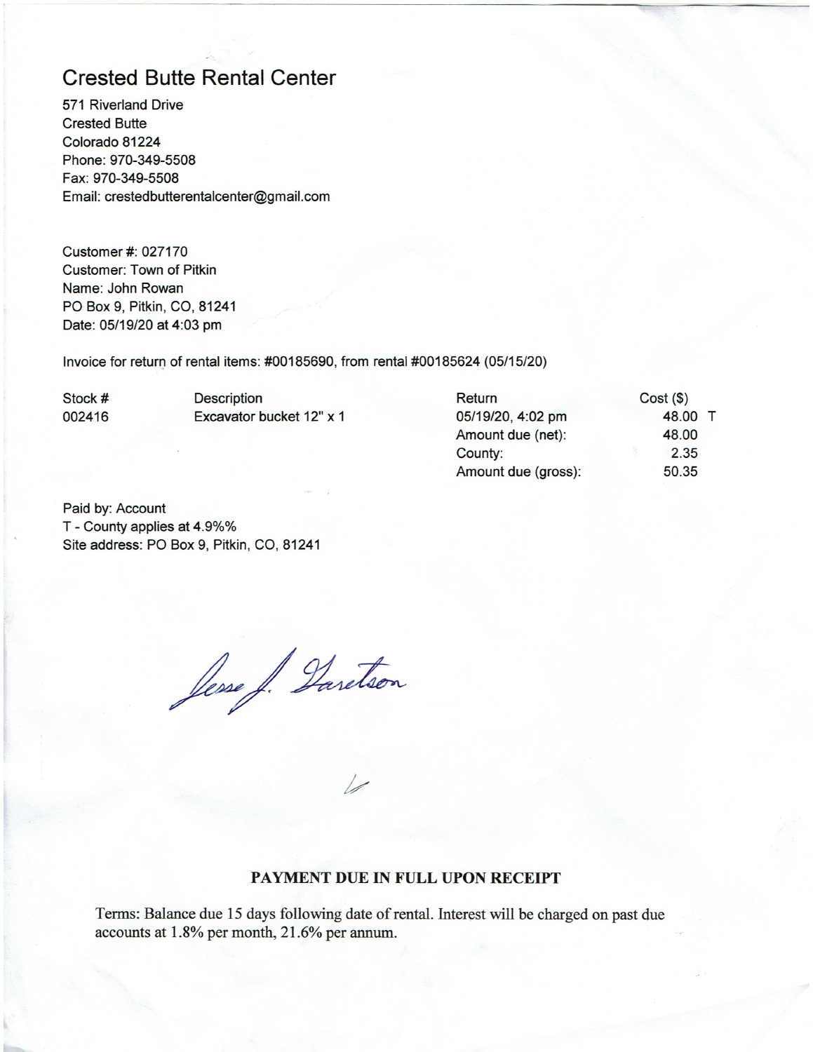# Crested Butte Rental Center

571 Riverland Drive
Crested Butte
Colorado 81224
Phone: 970-349-5508
Fax: 970-349-5508
Email: crestedbutterentalcenter@gmail.com

Customer #: 027170
Customer: Town of Pitkin
Name: John Rowan
PO Box 9, Pitkin, CO, 81241
Date: 05/19/20 at 4:03 pm

Invoice for return of rental items: #00185690, from rental #00185624 (05/15/20)

| Stock # | Description | Return | Cost ($) |
|---|---|---|---|
| 002416 | Excavator bucket 12" x 1 | 05/19/20, 4:02 pm | 48.00 T |
| | | Amount due (net): | 48.00 |
| | | County: | 2.35 |
| | | Amount due (gross): | 50.35 |

Paid by: Account
T - County applies at 4.9%%
Site address: PO Box 9, Pitkin, CO, 81241

Jesse J. Garetson

**PAYMENT DUE IN FULL UPON RECEIPT**

Terms: Balance due 15 days following date of rental. Interest will be charged on past due accounts at 1.8% per month, 21.6% per annum.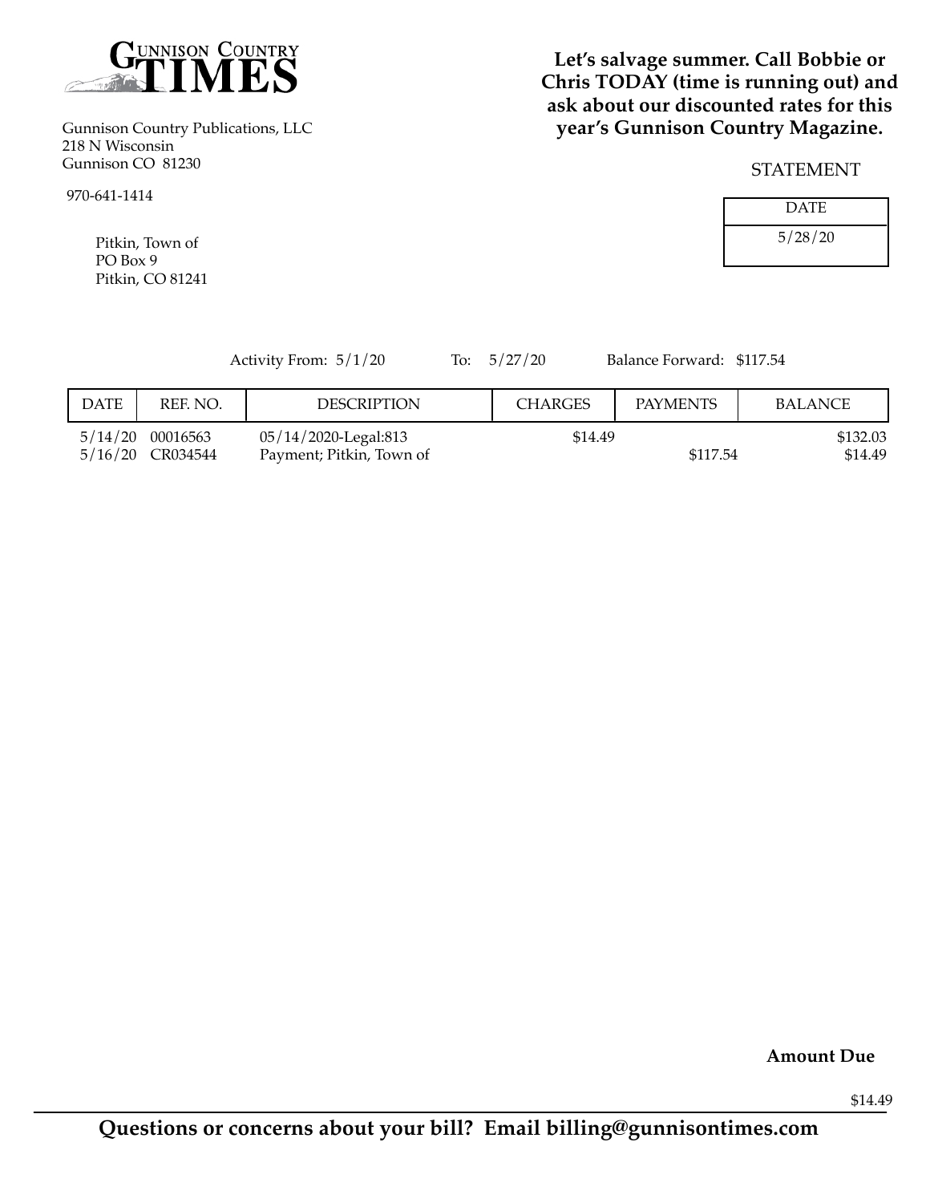# GUNNISON COUNTRY TIMES

Gunnison Country Publications, LLC
218 N Wisconsin
Gunnison CO 81230

970-641-1414

**Let's salvage summer. Call Bobbie or Chris TODAY (time is running out) and ask about our discounted rates for this year's Gunnison Country Magazine.**

STATEMENT

| DATE |
|---|
| 5/28/20 |

Pitkin, Town of
PO Box 9
Pitkin, CO 81241

Activity From: 5/1/20 To: 5/27/20 Balance Forward: $117.54

| DATE | REF. NO. | DESCRIPTION | CHARGES | PAYMENTS | BALANCE |
|---|---|---|---|---|---|
| 5/14/20 | 00016563 | 05/14/2020-Legal:813 | $14.49 | | $132.03 |
| 5/16/20 | CR034544 | Payment; Pitkin, Town of | | $117.54 | $14.49 |

**Amount Due**

$14.49

**Questions or concerns about your bill? Email billing@gunnisontimes.com**